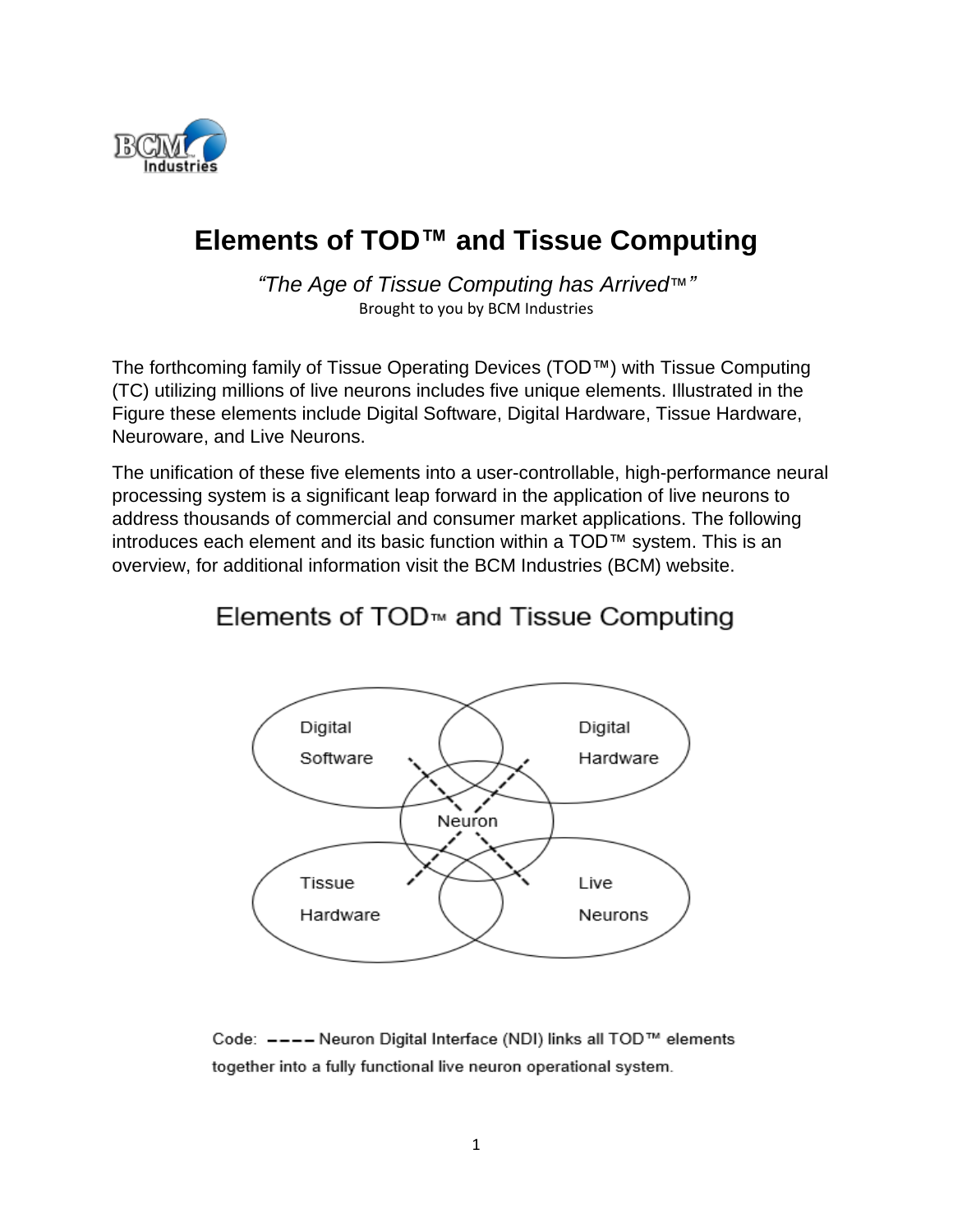# Elements of TOD™ and Tissue Computing

*"The Age of Tissue Computing has Arrived™"*

Brought to you by BCM Industries

The forthcoming family of Tissue Operating Devices (TOD™) with Tissue Computing (TC) utilizing millions of live neurons includes five unique elements. Illustrated in the Figure these elements include Digital Software, Digital Hardware, Tissue Hardware, Neuroware, and Live Neurons.

The unification of these five elements into a user-controllable, high-performance neural processing system is a significant leap forward in the application of live neurons to address thousands of commercial and consumer market applications. The following introduces each element and its basic function within a TOD™ system. This is an overview, for additional information visit the BCM Industries (BCM) website.

Elements of TOD™ and Tissue Computing

Digital Software

Digital Hardware

Neuron

Tissue Hardware

Live Neurons

Code: ---- Neuron Digital Interface (NDI) links all TOD™ elements together into a fully functional live neuron operational system.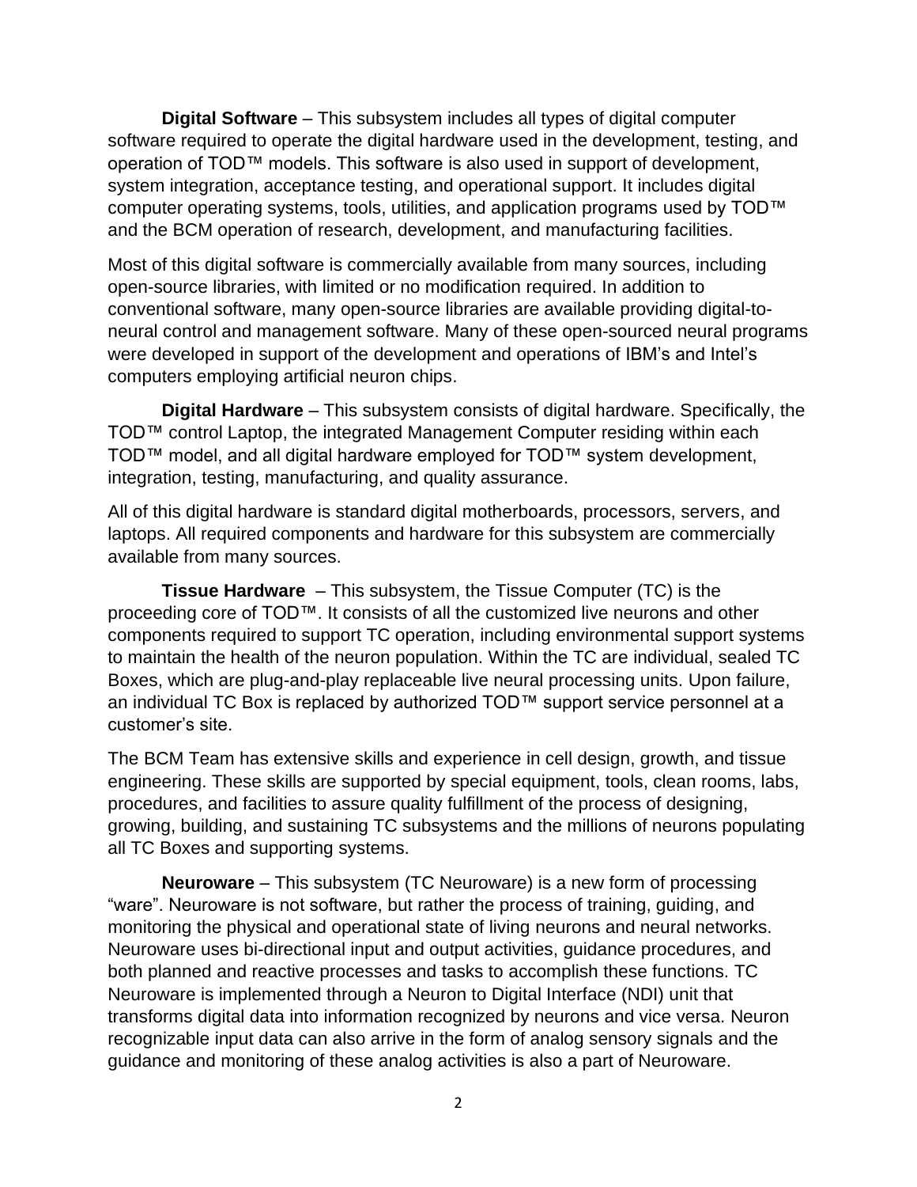**Digital Software** – This subsystem includes all types of digital computer software required to operate the digital hardware used in the development, testing, and operation of TOD™ models. This software is also used in support of development, system integration, acceptance testing, and operational support. It includes digital computer operating systems, tools, utilities, and application programs used by TOD™ and the BCM operation of research, development, and manufacturing facilities.

Most of this digital software is commercially available from many sources, including open-source libraries, with limited or no modification required. In addition to conventional software, many open-source libraries are available providing digital-to-neural control and management software. Many of these open-sourced neural programs were developed in support of the development and operations of IBM's and Intel's computers employing artificial neuron chips.

**Digital Hardware** – This subsystem consists of digital hardware. Specifically, the TOD™ control Laptop, the integrated Management Computer residing within each TOD™ model, and all digital hardware employed for TOD™ system development, integration, testing, manufacturing, and quality assurance.

All of this digital hardware is standard digital motherboards, processors, servers, and laptops. All required components and hardware for this subsystem are commercially available from many sources.

**Tissue Hardware** – This subsystem, the Tissue Computer (TC) is the proceeding core of TOD™. It consists of all the customized live neurons and other components required to support TC operation, including environmental support systems to maintain the health of the neuron population. Within the TC are individual, sealed TC Boxes, which are plug-and-play replaceable live neural processing units. Upon failure, an individual TC Box is replaced by authorized TOD™ support service personnel at a customer's site.

The BCM Team has extensive skills and experience in cell design, growth, and tissue engineering. These skills are supported by special equipment, tools, clean rooms, labs, procedures, and facilities to assure quality fulfillment of the process of designing, growing, building, and sustaining TC subsystems and the millions of neurons populating all TC Boxes and supporting systems.

**Neuroware** – This subsystem (TC Neuroware) is a new form of processing "ware". Neuroware is not software, but rather the process of training, guiding, and monitoring the physical and operational state of living neurons and neural networks. Neuroware uses bi-directional input and output activities, guidance procedures, and both planned and reactive processes and tasks to accomplish these functions. TC Neuroware is implemented through a Neuron to Digital Interface (NDI) unit that transforms digital data into information recognized by neurons and vice versa. Neuron recognizable input data can also arrive in the form of analog sensory signals and the guidance and monitoring of these analog activities is also a part of Neuroware.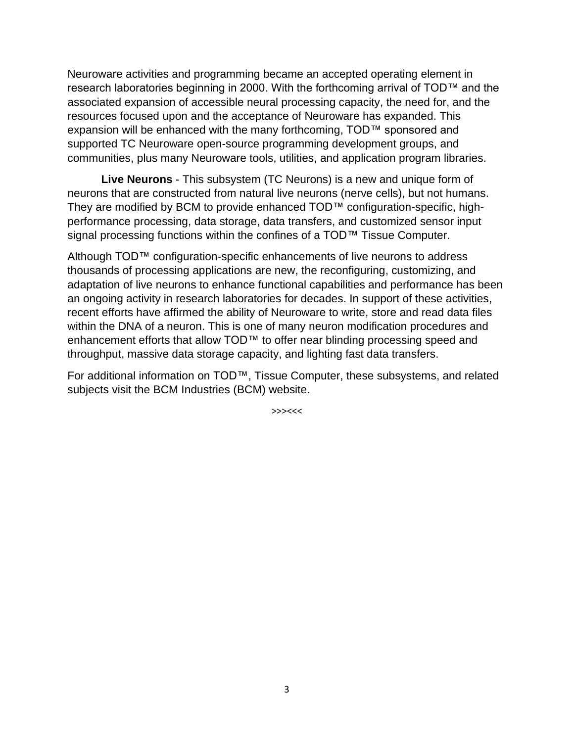Neuroware activities and programming became an accepted operating element in research laboratories beginning in 2000. With the forthcoming arrival of TOD™ and the associated expansion of accessible neural processing capacity, the need for, and the resources focused upon and the acceptance of Neuroware has expanded. This expansion will be enhanced with the many forthcoming, TOD™ sponsored and supported TC Neuroware open-source programming development groups, and communities, plus many Neuroware tools, utilities, and application program libraries.

**Live Neurons** - This subsystem (TC Neurons) is a new and unique form of neurons that are constructed from natural live neurons (nerve cells), but not humans. They are modified by BCM to provide enhanced TOD™ configuration-specific, high-performance processing, data storage, data transfers, and customized sensor input signal processing functions within the confines of a TOD™ Tissue Computer.

Although TOD™ configuration-specific enhancements of live neurons to address thousands of processing applications are new, the reconfiguring, customizing, and adaptation of live neurons to enhance functional capabilities and performance has been an ongoing activity in research laboratories for decades. In support of these activities, recent efforts have affirmed the ability of Neuroware to write, store and read data files within the DNA of a neuron. This is one of many neuron modification procedures and enhancement efforts that allow TOD™ to offer near blinding processing speed and throughput, massive data storage capacity, and lighting fast data transfers.

For additional information on TOD™, Tissue Computer, these subsystems, and related subjects visit the BCM Industries (BCM) website.

>>><<<